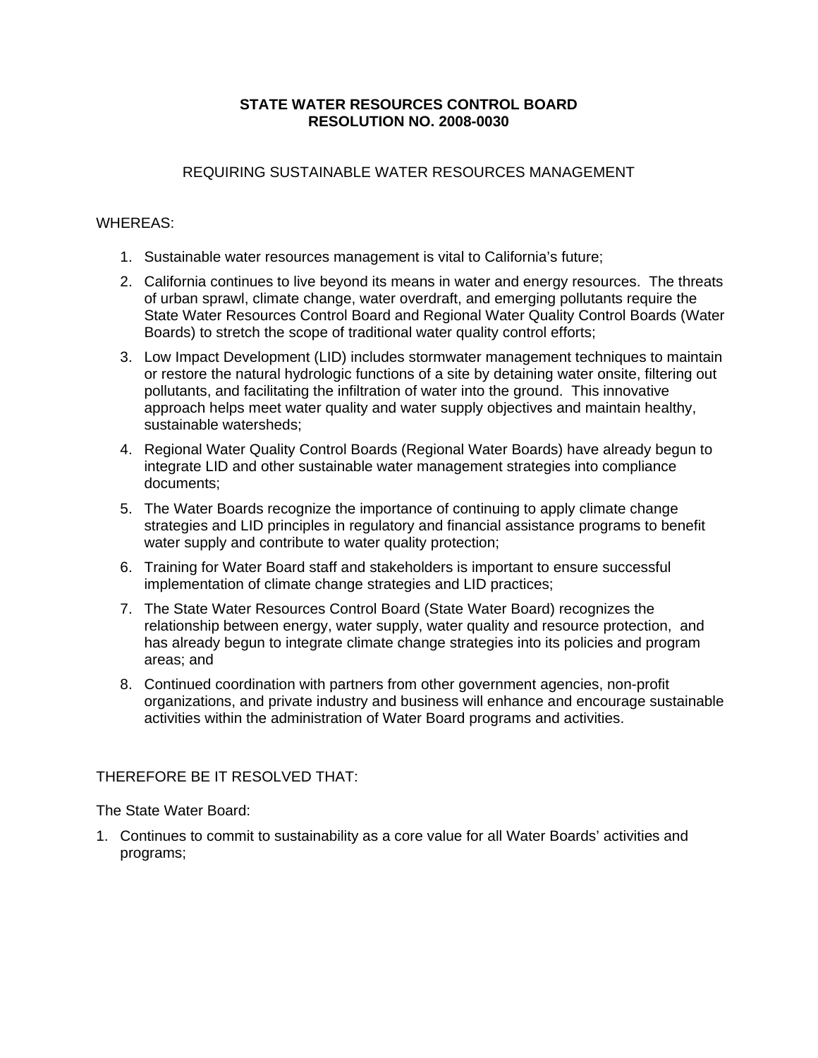**STATE WATER RESOURCES CONTROL BOARD**
**RESOLUTION NO. 2008-0030**

REQUIRING SUSTAINABLE WATER RESOURCES MANAGEMENT

WHEREAS:

1. Sustainable water resources management is vital to California's future;
2. California continues to live beyond its means in water and energy resources. The threats of urban sprawl, climate change, water overdraft, and emerging pollutants require the State Water Resources Control Board and Regional Water Quality Control Boards (Water Boards) to stretch the scope of traditional water quality control efforts;
3. Low Impact Development (LID) includes stormwater management techniques to maintain or restore the natural hydrologic functions of a site by detaining water onsite, filtering out pollutants, and facilitating the infiltration of water into the ground. This innovative approach helps meet water quality and water supply objectives and maintain healthy, sustainable watersheds;
4. Regional Water Quality Control Boards (Regional Water Boards) have already begun to integrate LID and other sustainable water management strategies into compliance documents;
5. The Water Boards recognize the importance of continuing to apply climate change strategies and LID principles in regulatory and financial assistance programs to benefit water supply and contribute to water quality protection;
6. Training for Water Board staff and stakeholders is important to ensure successful implementation of climate change strategies and LID practices;
7. The State Water Resources Control Board (State Water Board) recognizes the relationship between energy, water supply, water quality and resource protection, and has already begun to integrate climate change strategies into its policies and program areas; and
8. Continued coordination with partners from other government agencies, non-profit organizations, and private industry and business will enhance and encourage sustainable activities within the administration of Water Board programs and activities.

THEREFORE BE IT RESOLVED THAT:

The State Water Board:

1. Continues to commit to sustainability as a core value for all Water Boards' activities and programs;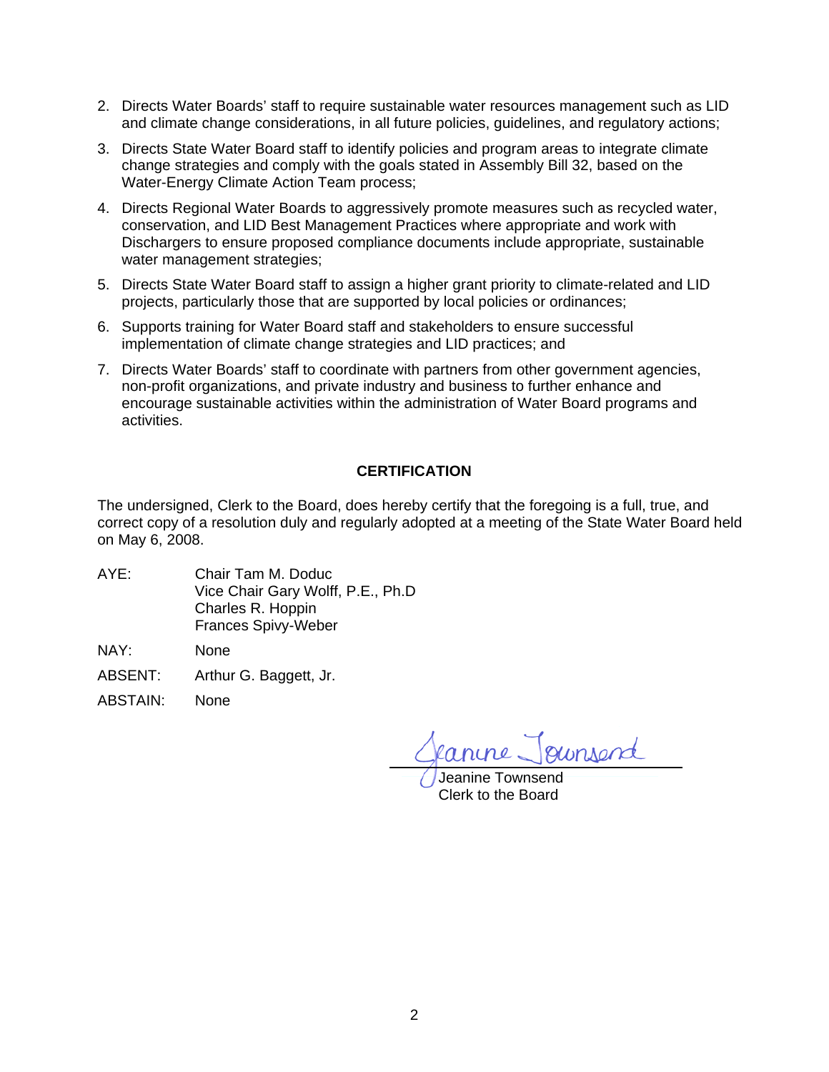2. Directs Water Boards' staff to require sustainable water resources management such as LID and climate change considerations, in all future policies, guidelines, and regulatory actions;
3. Directs State Water Board staff to identify policies and program areas to integrate climate change strategies and comply with the goals stated in Assembly Bill 32, based on the Water-Energy Climate Action Team process;
4. Directs Regional Water Boards to aggressively promote measures such as recycled water, conservation, and LID Best Management Practices where appropriate and work with Dischargers to ensure proposed compliance documents include appropriate, sustainable water management strategies;
5. Directs State Water Board staff to assign a higher grant priority to climate-related and LID projects, particularly those that are supported by local policies or ordinances;
6. Supports training for Water Board staff and stakeholders to ensure successful implementation of climate change strategies and LID practices; and
7. Directs Water Boards' staff to coordinate with partners from other government agencies, non-profit organizations, and private industry and business to further enhance and encourage sustainable activities within the administration of Water Board programs and activities.

**CERTIFICATION**

The undersigned, Clerk to the Board, does hereby certify that the foregoing is a full, true, and correct copy of a resolution duly and regularly adopted at a meeting of the State Water Board held on May 6, 2008.

AYE: Chair Tam M. Doduc
Vice Chair Gary Wolff, P.E., Ph.D
Charles R. Hoppin
Frances Spivy-Weber

NAY: None

ABSENT: Arthur G. Baggett, Jr.

ABSTAIN: None

Jeanine Townsend
Clerk to the Board